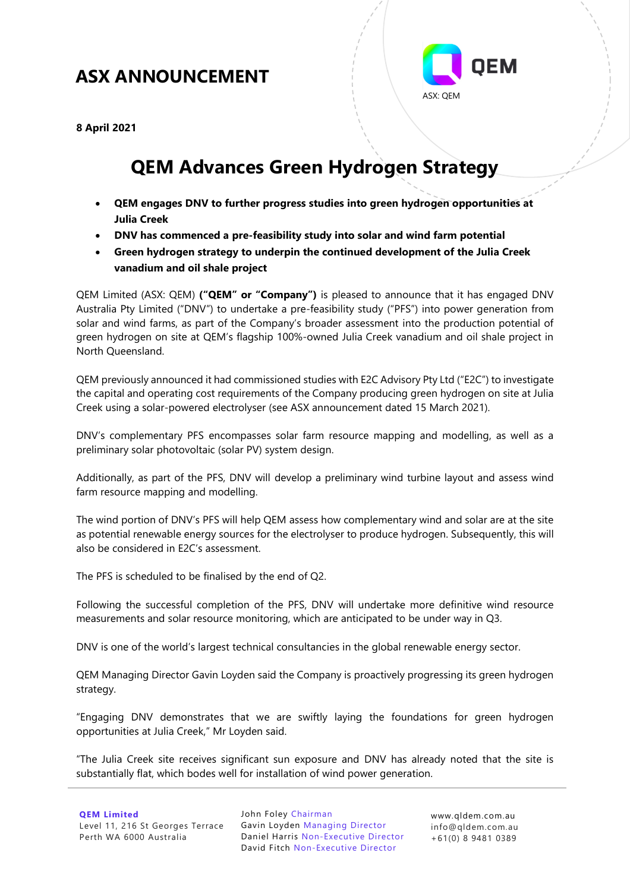# ASX ANNOUNCEMENT

ASX: QEM

**8 April 2021**

## QEM Advances Green Hydrogen Strategy

- **QEM engages DNV to further progress studies into green hydrogen opportunities at Julia Creek**
- **DNV has commenced a pre-feasibility study into solar and wind farm potential**
- **Green hydrogen strategy to underpin the continued development of the Julia Creek vanadium and oil shale project**

QEM Limited (ASX: QEM) **("QEM" or "Company")** is pleased to announce that it has engaged DNV Australia Pty Limited ("DNV") to undertake a pre-feasibility study ("PFS") into power generation from solar and wind farms, as part of the Company's broader assessment into the production potential of green hydrogen on site at QEM's flagship 100%-owned Julia Creek vanadium and oil shale project in North Queensland.

QEM previously announced it had commissioned studies with E2C Advisory Pty Ltd ("E2C") to investigate the capital and operating cost requirements of the Company producing green hydrogen on site at Julia Creek using a solar-powered electrolyser (see ASX announcement dated 15 March 2021).

DNV's complementary PFS encompasses solar farm resource mapping and modelling, as well as a preliminary solar photovoltaic (solar PV) system design.

Additionally, as part of the PFS, DNV will develop a preliminary wind turbine layout and assess wind farm resource mapping and modelling.

The wind portion of DNV's PFS will help QEM assess how complementary wind and solar are at the site as potential renewable energy sources for the electrolyser to produce hydrogen. Subsequently, this will also be considered in E2C's assessment.

The PFS is scheduled to be finalised by the end of Q2.

Following the successful completion of the PFS, DNV will undertake more definitive wind resource measurements and solar resource monitoring, which are anticipated to be under way in Q3.

DNV is one of the world's largest technical consultancies in the global renewable energy sector.

QEM Managing Director Gavin Loyden said the Company is proactively progressing its green hydrogen strategy.

"Engaging DNV demonstrates that we are swiftly laying the foundations for green hydrogen opportunities at Julia Creek," Mr Loyden said.

"The Julia Creek site receives significant sun exposure and DNV has already noted that the site is substantially flat, which bodes well for installation of wind power generation.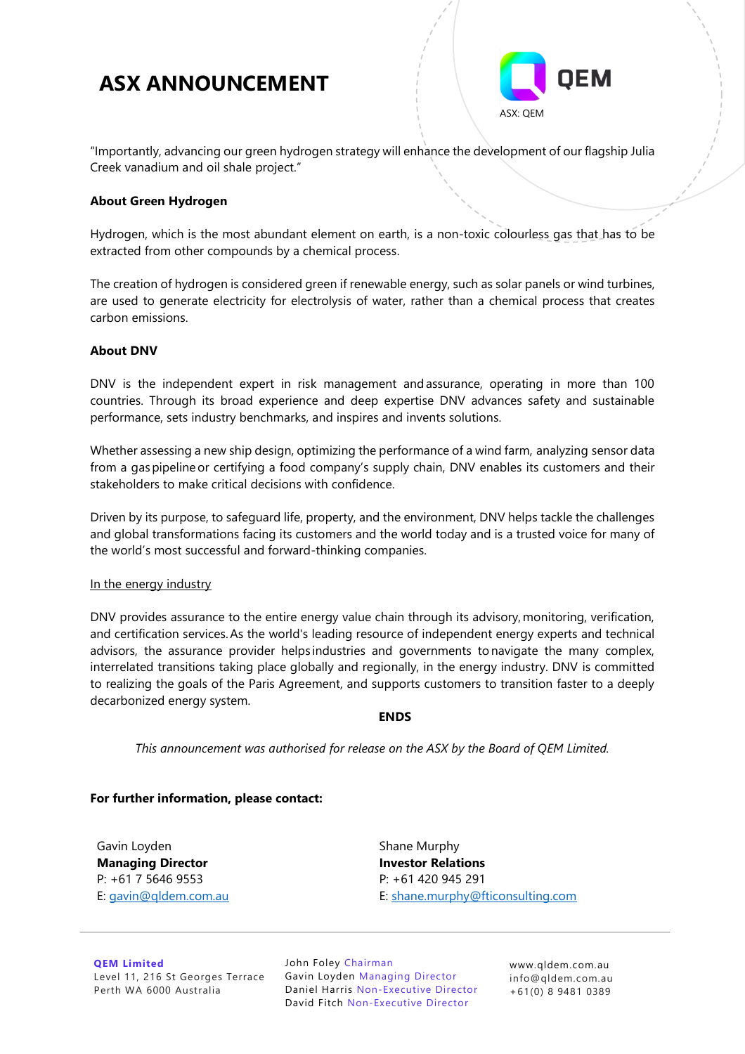"Importantly, advancing our green hydrogen strategy will enhance the development of our flagship Julia Creek vanadium and oil shale project."

**About Green Hydrogen**

Hydrogen, which is the most abundant element on earth, is a non-toxic colourless gas that has to be extracted from other compounds by a chemical process.

The creation of hydrogen is considered green if renewable energy, such as solar panels or wind turbines, are used to generate electricity for electrolysis of water, rather than a chemical process that creates carbon emissions.

**About DNV**

DNV is the independent expert in risk management and assurance, operating in more than 100 countries. Through its broad experience and deep expertise DNV advances safety and sustainable performance, sets industry benchmarks, and inspires and invents solutions.

Whether assessing a new ship design, optimizing the performance of a wind farm, analyzing sensor data from a gas pipeline or certifying a food company's supply chain, DNV enables its customers and their stakeholders to make critical decisions with confidence.

Driven by its purpose, to safeguard life, property, and the environment, DNV helps tackle the challenges and global transformations facing its customers and the world today and is a trusted voice for many of the world's most successful and forward-thinking companies.

In the energy industry

DNV provides assurance to the entire energy value chain through its advisory, monitoring, verification, and certification services. As the world's leading resource of independent energy experts and technical advisors, the assurance provider helps industries and governments to navigate the many complex, interrelated transitions taking place globally and regionally, in the energy industry. DNV is committed to realizing the goals of the Paris Agreement, and supports customers to transition faster to a deeply decarbonized energy system.

**ENDS**

*This announcement was authorised for release on the ASX by the Board of QEM Limited.*

**For further information, please contact:**

Gavin Loyden
**Managing Director**
P: +61 7 5646 9553
E: gavin@qldem.com.au

Shane Murphy
**Investor Relations**
P: +61 420 945 291
E: shane.murphy@fticonsulting.com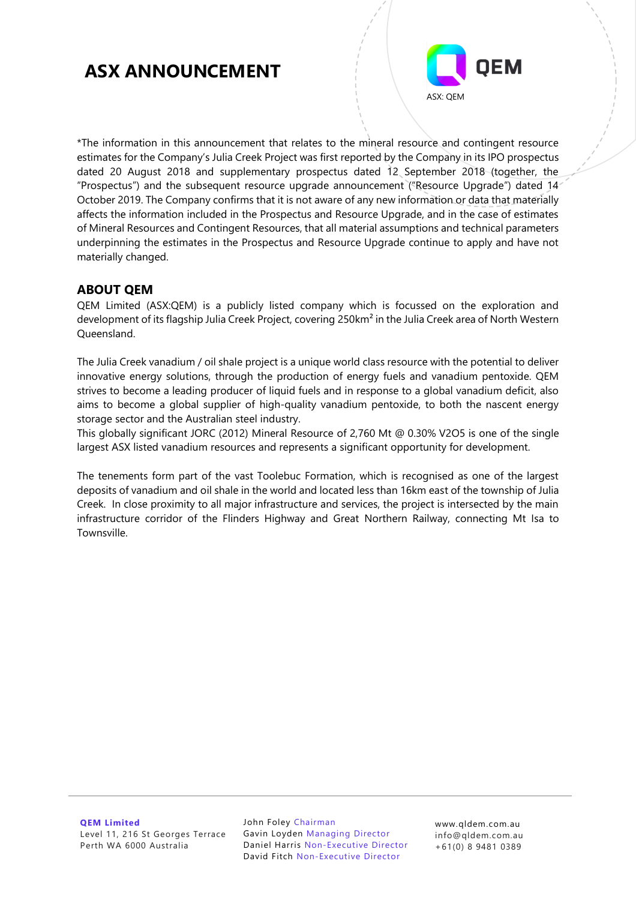*The information in this announcement that relates to the mineral resource and contingent resource estimates for the Company's Julia Creek Project was first reported by the Company in its IPO prospectus dated 20 August 2018 and supplementary prospectus dated 12 September 2018 (together, the "Prospectus") and the subsequent resource upgrade announcement ("Resource Upgrade") dated 14 October 2019. The Company confirms that it is not aware of any new information or data that materially affects the information included in the Prospectus and Resource Upgrade, and in the case of estimates of Mineral Resources and Contingent Resources, that all material assumptions and technical parameters underpinning the estimates in the Prospectus and Resource Upgrade continue to apply and have not materially changed.

## ABOUT QEM

QEM Limited (ASX:QEM) is a publicly listed company which is focussed on the exploration and development of its flagship Julia Creek Project, covering 250km² in the Julia Creek area of North Western Queensland.

The Julia Creek vanadium / oil shale project is a unique world class resource with the potential to deliver innovative energy solutions, through the production of energy fuels and vanadium pentoxide. QEM strives to become a leading producer of liquid fuels and in response to a global vanadium deficit, also aims to become a global supplier of high-quality vanadium pentoxide, to both the nascent energy storage sector and the Australian steel industry.

This globally significant JORC (2012) Mineral Resource of 2,760 Mt @ 0.30% $V_2O_5$ is one of the single largest ASX listed vanadium resources and represents a significant opportunity for development.

The tenements form part of the vast Toolebuc Formation, which is recognised as one of the largest deposits of vanadium and oil shale in the world and located less than 16km east of the township of Julia Creek. In close proximity to all major infrastructure and services, the project is intersected by the main infrastructure corridor of the Flinders Highway and Great Northern Railway, connecting Mt Isa to Townsville.